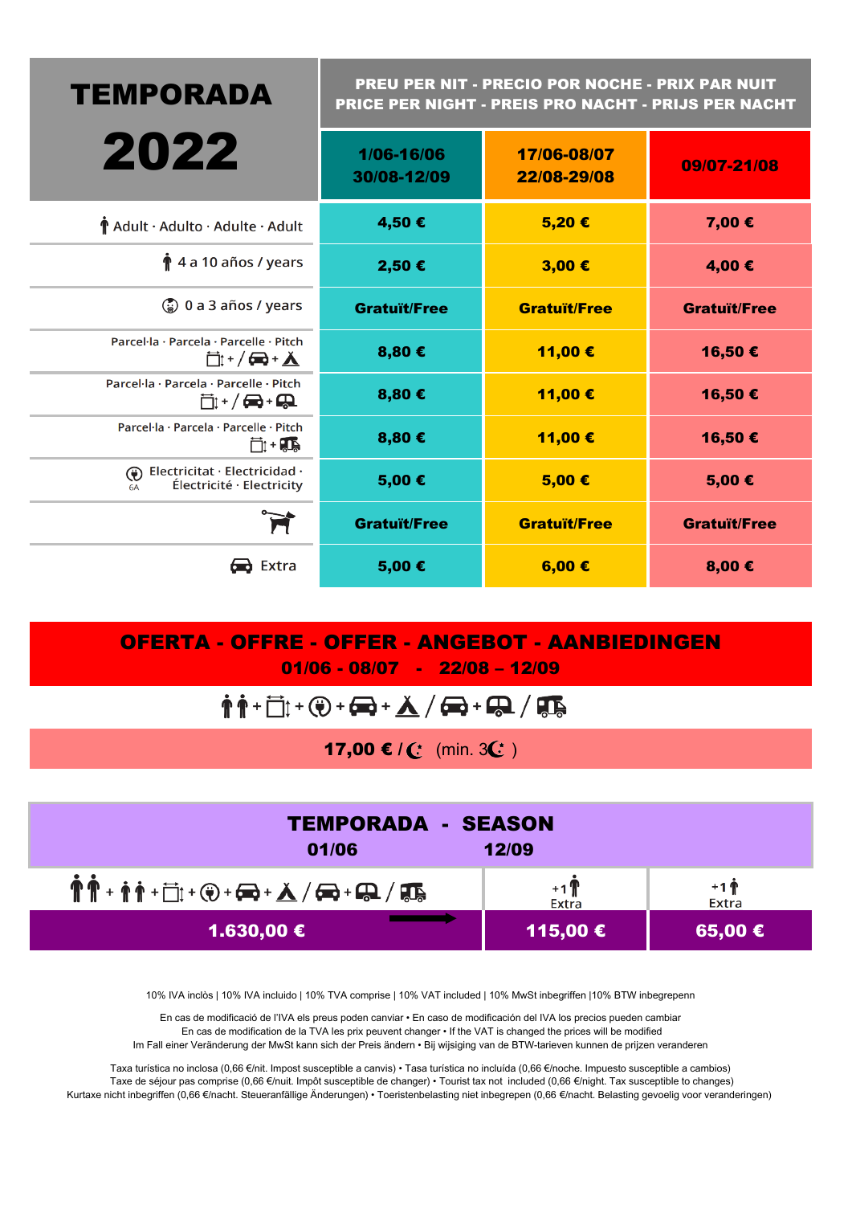# TEMPORADA 2022

| | PREU PER NIT - PRECIO POR NOCHE - PRIX PAR NUIT PRICE PER NIGHT - PREIS PRO NACHT - PRIJS PER NACHT | | |
|---|---|---|---|
| | 1/06-16/06 30/08-12/09 | 17/06-08/07 22/08-29/08 | 09/07-21/08 |
| Adult · Adulto · Adulte · Adult | 4,50 € | 5,20 € | 7,00 € |
| 4 a 10 años / years | 2,50 € | 3,00 € | 4,00 € |
| 0 a 3 años / years | Gratuït/Free | Gratuït/Free | Gratuït/Free |
| Parcel·la · Parcela · Parcelle · Pitch (+ / + ) | 8,80 € | 11,00 € | 16,50 € |
| Parcel·la · Parcela · Parcelle · Pitch (+ / + ) | 8,80 € | 11,00 € | 16,50 € |
| Parcel·la · Parcela · Parcelle · Pitch (+ ) | 8,80 € | 11,00 € | 16,50 € |
| Electricitat · Electricidad · Électricité · Electricity (6A) | 5,00 € | 5,00 € | 5,00 € |
| | Gratuït/Free | Gratuït/Free | Gratuït/Free |
| Extra | 5,00 € | 6,00 € | 8,00 € |

## OFERTA - OFFRE - OFFER - ANGEBOT - AANBIEDINGEN

**01/06 - 08/07 - 22/08 – 12/09**

+ + + + / + /

**17,00 € /** (min. 3 )

## TEMPORADA - SEASON

| 01/06 → 12/09 | +1 Extra | +1 Extra |
|---|---|---|
| 1.630,00 € | 115,00 € | 65,00 € |

10% IVA inclòs | 10% IVA incluido | 10% TVA comprise | 10% VAT included | 10% MwSt inbegriffen |10% BTW inbegrepenn

En cas de modificació de l'IVA els preus poden canviar • En caso de modificación del IVA los precios pueden cambiar
En cas de modification de la TVA les prix peuvent changer • If the VAT is changed the prices will be modified
Im Fall einer Veränderung der MwSt kann sich der Preis ändern • Bij wijsiging van de BTW-tarieven kunnen de prijzen veranderen

Taxa turística no inclosa (0,66 €/nit. Impost susceptible a canvis) • Tasa turística no incluída (0,66 €/noche. Impuesto susceptible a cambios)
Taxe de séjour pas comprise (0,66 €/nuit. Impôt susceptible de changer) • Tourist tax not included (0,66 €/night. Tax susceptible to changes)
Kurtaxe nicht inbegriffen (0,66 €/nacht. Steueranfällige Änderungen) • Toeristenbelasting niet inbegrepen (0,66 €/nacht. Belasting gevoelig voor veranderingen)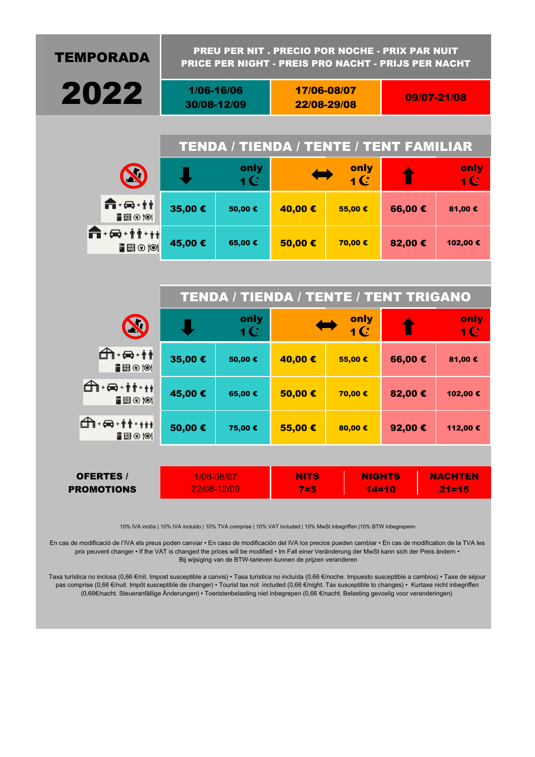# TEMPORADA 2022

**PREU PER NIT . PRECIO POR NOCHE - PRIX PAR NUIT**
**PRICE PER NIGHT - PREIS PRO NACHT - PRIJS PER NACHT**

| | 1/06-16/06, 30/08-12/09 | | 17/06-08/07, 22/08-29/08 | | 09/07-21/08 | |
|---|---|---|---|---|---|---|
| | | | | | | |

## TENDA / TIENDA / TENTE / TENT FAMILIAR

| | ⬇ | only 1 ☾ | ⟷ | only 1 ☾ | ⬆ | only 1 ☾ |
|---|---|---|---|---|---|---|
| | 35,00 € | 50,00 € | 40,00 € | 55,00 € | 66,00 € | 81,00 € |
| | 45,00 € | 65,00 € | 50,00 € | 70,00 € | 82,00 € | 102,00 € |

## TENDA / TIENDA / TENTE / TENT TRIGANO

| | ⬇ | only 1 ☾ | ⟷ | only 1 ☾ | ⬆ | only 1 ☾ |
|---|---|---|---|---|---|---|
| | 35,00 € | 50,00 € | 40,00 € | 55,00 € | 66,00 € | 81,00 € |
| | 45,00 € | 65,00 € | 50,00 € | 70,00 € | 82,00 € | 102,00 € |
| | 50,00 € | 75,00 € | 55,00 € | 80,00 € | 92,00 € | 112,00 € |

| OFERTES / PROMOTIONS | 1/06-08/07, 22/08-12/09 | NITS 7=5 | NIGHTS 14=10 | NACHTEN 21=15 |
|---|---|---|---|---|

10% IVA inclòs | 10% IVA incluido | 10% TVA comprise | 10% VAT included | 10% MwSt inbegriffen |10% BTW inbegrepenn

En cas de modificació de l'IVA els preus poden canviar • En caso de modificación del IVA los precios pueden cambiar • En cas de modification de la TVA les prix peuvent changer • If the VAT is changed the prices will be modified • Im Fall einer Veränderung der MwSt kann sich der Preis ändern • Bij wijsiging van de BTW-tarieven kunnen de prijzen veranderen

Taxa turística no inclosa (0,66 €/nit. Impost susceptible a canvis) • Tasa turística no incluída (0,66 €/noche. Impuesto susceptible a cambios) • Taxe de séjour pas comprise (0,66 €/nuit. Impôt susceptible de changer) • Tourist tax not included (0,66 €/night. Tax susceptible to changes) • Kurtaxe nicht inbegriffen (0,66€/nacht. Steueranfällige Änderungen) • Toeristenbelasting niet inbegrepen (0,66 €/nacht. Belasting gevoelig voor veranderingen)